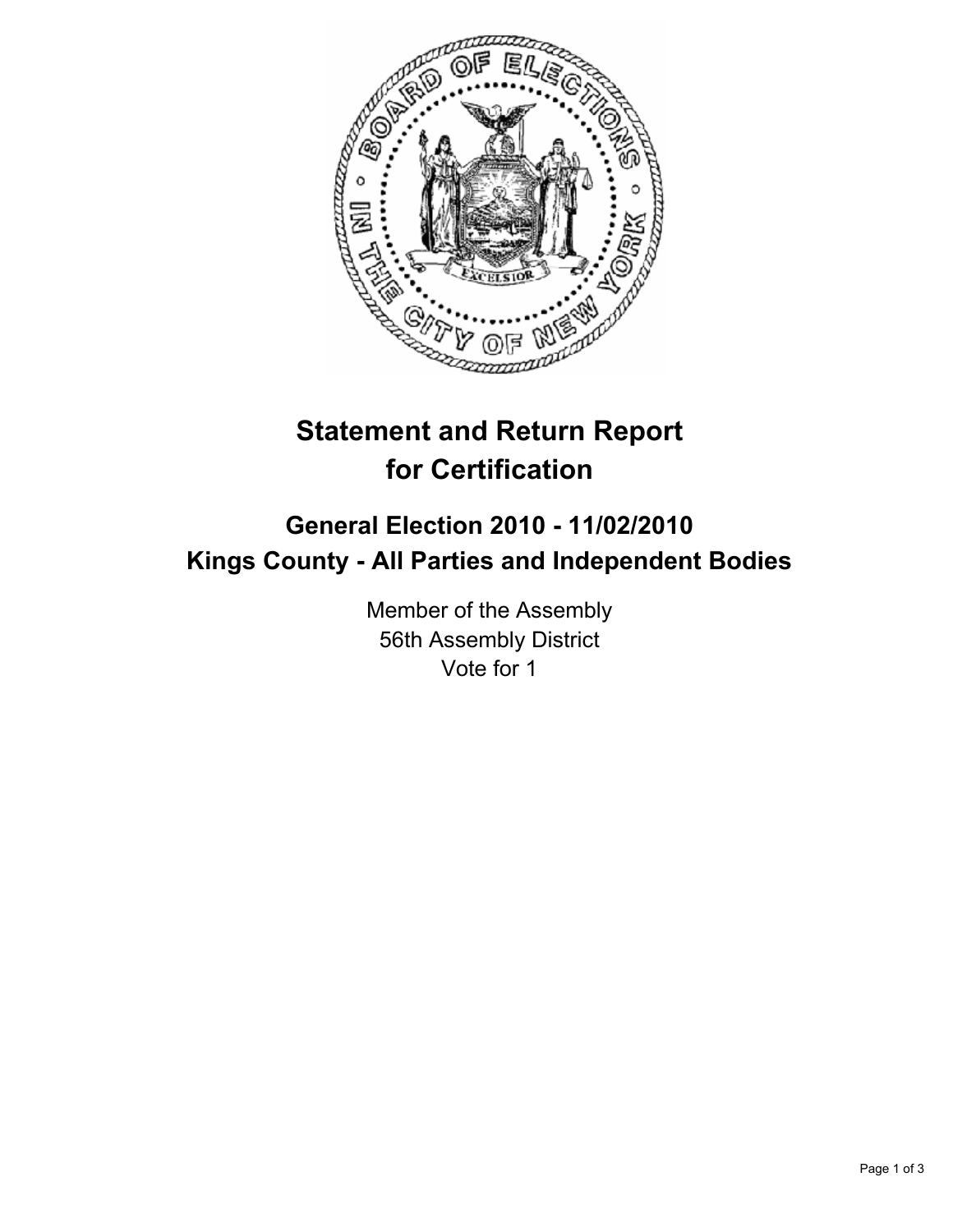# Statement and Return Report for Certification

## General Election 2010 - 11/02/2010
## Kings County - All Parties and Independent Bodies

Member of the Assembly
56th Assembly District
Vote for 1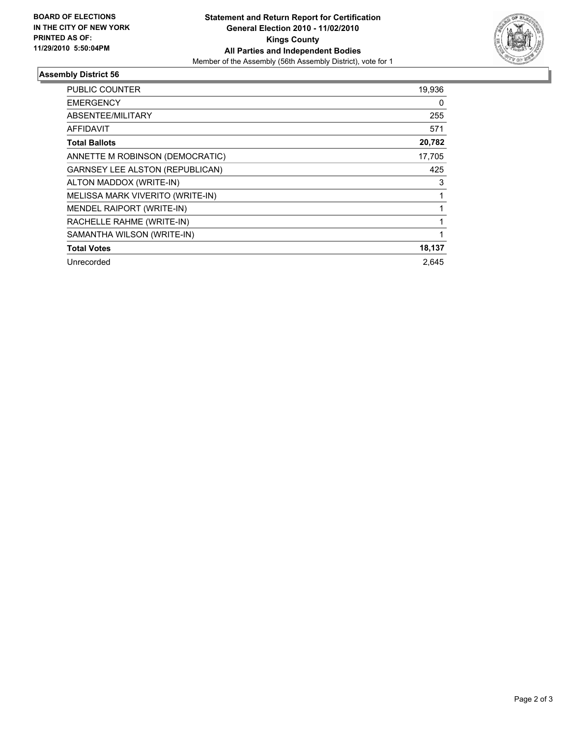**BOARD OF ELECTIONS IN THE CITY OF NEW YORK PRINTED AS OF: 11/29/2010 5:50:04PM**

**Statement and Return Report for Certification**
**General Election 2010 - 11/02/2010**
**Kings County**
**All Parties and Independent Bodies**
Member of the Assembly (56th Assembly District), vote for 1

## Assembly District 56

| | |
|---|---|
| PUBLIC COUNTER | 19,936 |
| EMERGENCY | 0 |
| ABSENTEE/MILITARY | 255 |
| AFFIDAVIT | 571 |
| **Total Ballots** | **20,782** |
| ANNETTE M ROBINSON (DEMOCRATIC) | 17,705 |
| GARNSEY LEE ALSTON (REPUBLICAN) | 425 |
| ALTON MADDOX (WRITE-IN) | 3 |
| MELISSA MARK VIVERITO (WRITE-IN) | 1 |
| MENDEL RAIPORT (WRITE-IN) | 1 |
| RACHELLE RAHME (WRITE-IN) | 1 |
| SAMANTHA WILSON (WRITE-IN) | 1 |
| **Total Votes** | **18,137** |
| Unrecorded | 2,645 |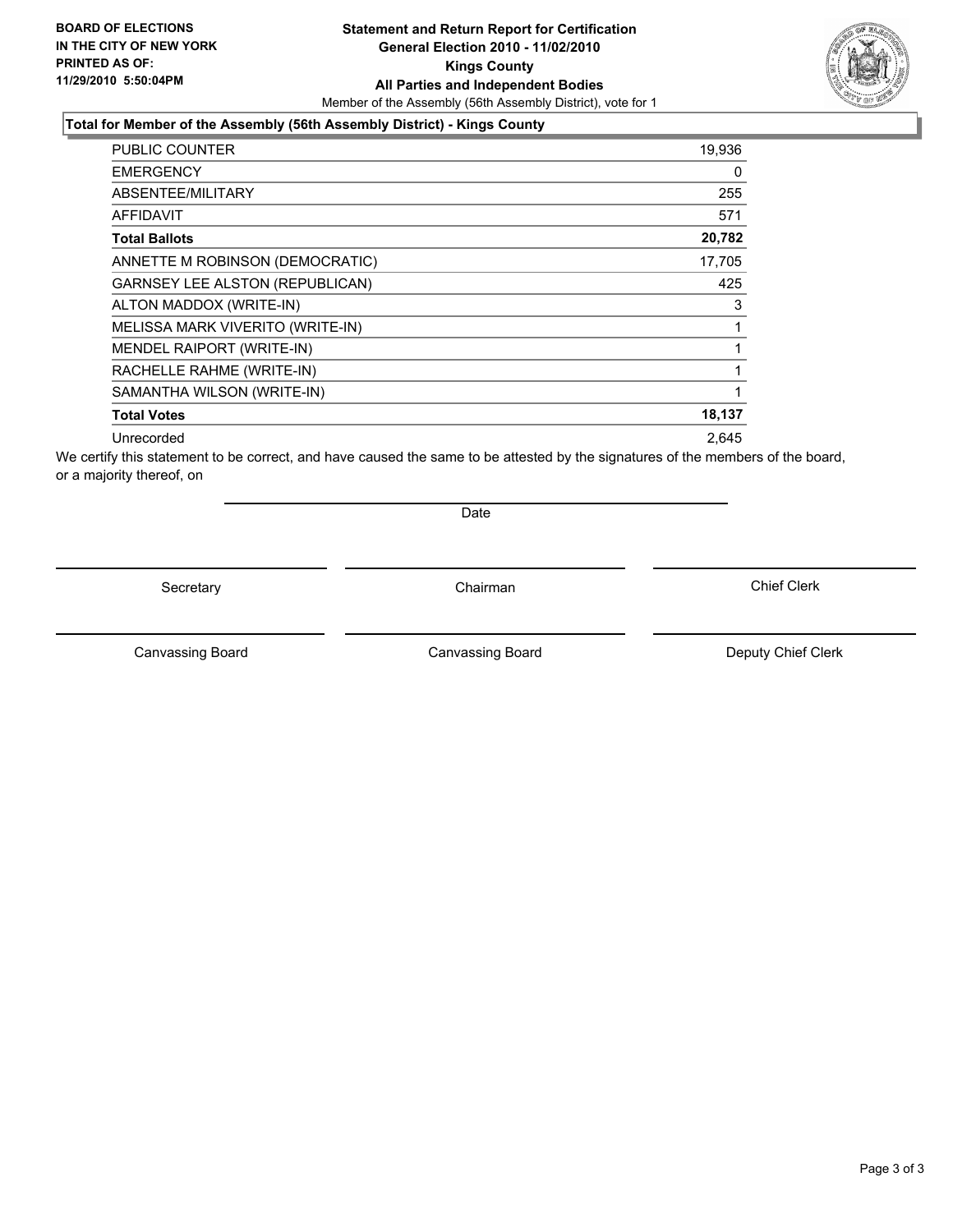**BOARD OF ELECTIONS IN THE CITY OF NEW YORK PRINTED AS OF: 11/29/2010 5:50:04PM**

**Statement and Return Report for Certification**
**General Election 2010 - 11/02/2010**
**Kings County**
**All Parties and Independent Bodies**
Member of the Assembly (56th Assembly District), vote for 1

**Total for Member of the Assembly (56th Assembly District) - Kings County**

| | |
|---|---|
| PUBLIC COUNTER | 19,936 |
| EMERGENCY | 0 |
| ABSENTEE/MILITARY | 255 |
| AFFIDAVIT | 571 |
| **Total Ballots** | **20,782** |
| ANNETTE M ROBINSON (DEMOCRATIC) | 17,705 |
| GARNSEY LEE ALSTON (REPUBLICAN) | 425 |
| ALTON MADDOX (WRITE-IN) | 3 |
| MELISSA MARK VIVERITO (WRITE-IN) | 1 |
| MENDEL RAIPORT (WRITE-IN) | 1 |
| RACHELLE RAHME (WRITE-IN) | 1 |
| SAMANTHA WILSON (WRITE-IN) | 1 |
| **Total Votes** | **18,137** |
| Unrecorded | 2,645 |

We certify this statement to be correct, and have caused the same to be attested by the signatures of the members of the board, or a majority thereof, on

Date

Secretary

Chairman

Chief Clerk

Canvassing Board

Canvassing Board

Deputy Chief Clerk